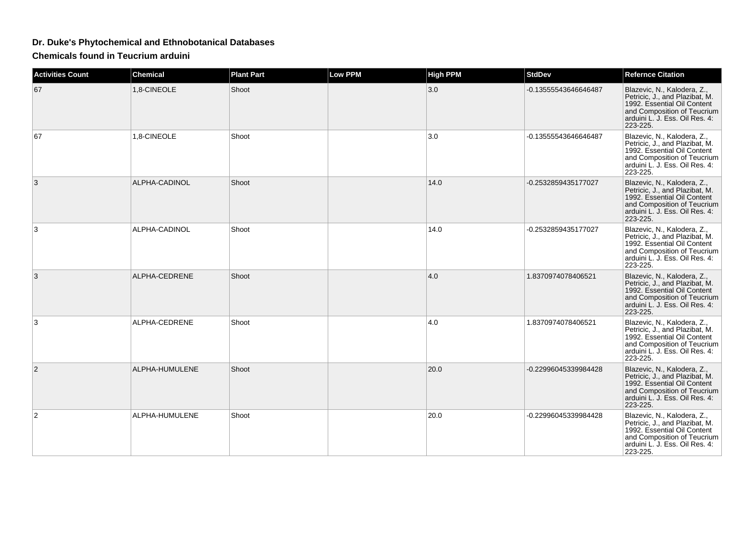# Dr. Duke's Phytochemical and Ethnobotanical Databases

## Chemicals found in Teucrium arduini

| Activities Count | Chemical | Plant Part | Low PPM | High PPM | StdDev | Refernce Citation |
|---|---|---|---|---|---|---|
| 67 | 1,8-CINEOLE | Shoot | | 3.0 | -0.13555543646646487 | Blazevic, N., Kalodera, Z., Petricic, J., and Plazibat, M. 1992. Essential Oil Content and Composition of Teucrium arduini L. J. Ess. Oil Res. 4: 223-225. |
| 67 | 1,8-CINEOLE | Shoot | | 3.0 | -0.13555543646646487 | Blazevic, N., Kalodera, Z., Petricic, J., and Plazibat, M. 1992. Essential Oil Content and Composition of Teucrium arduini L. J. Ess. Oil Res. 4: 223-225. |
| 3 | ALPHA-CADINOL | Shoot | | 14.0 | -0.2532859435177027 | Blazevic, N., Kalodera, Z., Petricic, J., and Plazibat, M. 1992. Essential Oil Content and Composition of Teucrium arduini L. J. Ess. Oil Res. 4: 223-225. |
| 3 | ALPHA-CADINOL | Shoot | | 14.0 | -0.2532859435177027 | Blazevic, N., Kalodera, Z., Petricic, J., and Plazibat, M. 1992. Essential Oil Content and Composition of Teucrium arduini L. J. Ess. Oil Res. 4: 223-225. |
| 3 | ALPHA-CEDRENE | Shoot | | 4.0 | 1.8370974078406521 | Blazevic, N., Kalodera, Z., Petricic, J., and Plazibat, M. 1992. Essential Oil Content and Composition of Teucrium arduini L. J. Ess. Oil Res. 4: 223-225. |
| 3 | ALPHA-CEDRENE | Shoot | | 4.0 | 1.8370974078406521 | Blazevic, N., Kalodera, Z., Petricic, J., and Plazibat, M. 1992. Essential Oil Content and Composition of Teucrium arduini L. J. Ess. Oil Res. 4: 223-225. |
| 2 | ALPHA-HUMULENE | Shoot | | 20.0 | -0.22996045339984428 | Blazevic, N., Kalodera, Z., Petricic, J., and Plazibat, M. 1992. Essential Oil Content and Composition of Teucrium arduini L. J. Ess. Oil Res. 4: 223-225. |
| 2 | ALPHA-HUMULENE | Shoot | | 20.0 | -0.22996045339984428 | Blazevic, N., Kalodera, Z., Petricic, J., and Plazibat, M. 1992. Essential Oil Content and Composition of Teucrium arduini L. J. Ess. Oil Res. 4: 223-225. |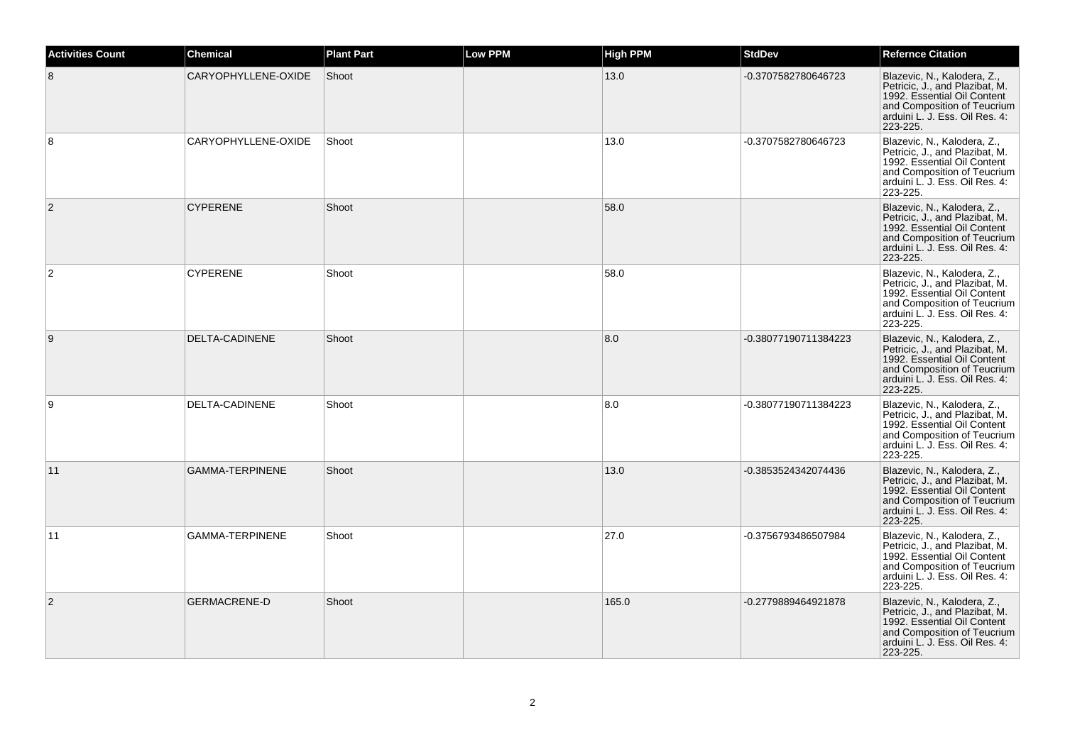| Activities Count | Chemical | Plant Part | Low PPM | High PPM | StdDev | Refernce Citation |
|---|---|---|---|---|---|---|
| 8 | CARYOPHYLLENE-OXIDE | Shoot | | 13.0 | -0.3707582780646723 | Blazevic, N., Kalodera, Z., Petricic, J., and Plazibat, M. 1992. Essential Oil Content and Composition of Teucrium arduini L. J. Ess. Oil Res. 4: 223-225. |
| 8 | CARYOPHYLLENE-OXIDE | Shoot | | 13.0 | -0.3707582780646723 | Blazevic, N., Kalodera, Z., Petricic, J., and Plazibat, M. 1992. Essential Oil Content and Composition of Teucrium arduini L. J. Ess. Oil Res. 4: 223-225. |
| 2 | CYPERENE | Shoot | | 58.0 | | Blazevic, N., Kalodera, Z., Petricic, J., and Plazibat, M. 1992. Essential Oil Content and Composition of Teucrium arduini L. J. Ess. Oil Res. 4: 223-225. |
| 2 | CYPERENE | Shoot | | 58.0 | | Blazevic, N., Kalodera, Z., Petricic, J., and Plazibat, M. 1992. Essential Oil Content and Composition of Teucrium arduini L. J. Ess. Oil Res. 4: 223-225. |
| 9 | DELTA-CADINENE | Shoot | | 8.0 | -0.38077190711384223 | Blazevic, N., Kalodera, Z., Petricic, J., and Plazibat, M. 1992. Essential Oil Content and Composition of Teucrium arduini L. J. Ess. Oil Res. 4: 223-225. |
| 9 | DELTA-CADINENE | Shoot | | 8.0 | -0.38077190711384223 | Blazevic, N., Kalodera, Z., Petricic, J., and Plazibat, M. 1992. Essential Oil Content and Composition of Teucrium arduini L. J. Ess. Oil Res. 4: 223-225. |
| 11 | GAMMA-TERPINENE | Shoot | | 13.0 | -0.3853524342074436 | Blazevic, N., Kalodera, Z., Petricic, J., and Plazibat, M. 1992. Essential Oil Content and Composition of Teucrium arduini L. J. Ess. Oil Res. 4: 223-225. |
| 11 | GAMMA-TERPINENE | Shoot | | 27.0 | -0.3756793486507984 | Blazevic, N., Kalodera, Z., Petricic, J., and Plazibat, M. 1992. Essential Oil Content and Composition of Teucrium arduini L. J. Ess. Oil Res. 4: 223-225. |
| 2 | GERMACRENE-D | Shoot | | 165.0 | -0.2779889464921878 | Blazevic, N., Kalodera, Z., Petricic, J., and Plazibat, M. 1992. Essential Oil Content and Composition of Teucrium arduini L. J. Ess. Oil Res. 4: 223-225. |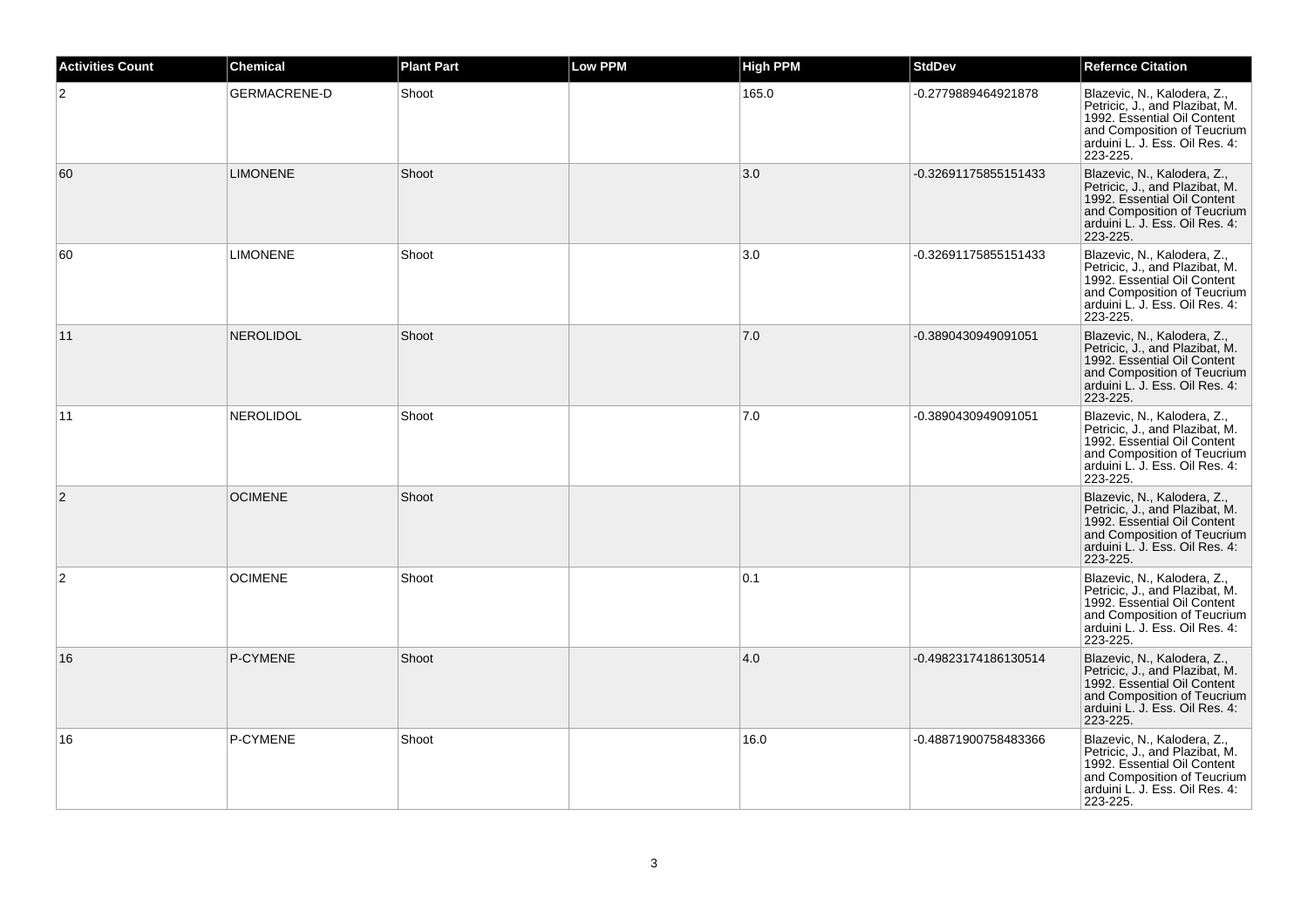| Activities Count | Chemical | Plant Part | Low PPM | High PPM | StdDev | Refernce Citation |
| --- | --- | --- | --- | --- | --- | --- |
| 2 | GERMACRENE-D | Shoot | | 165.0 | -0.2779889464921878 | Blazevic, N., Kalodera, Z., Petricic, J., and Plazibat, M. 1992. Essential Oil Content and Composition of Teucrium arduini L. J. Ess. Oil Res. 4: 223-225. |
| 60 | LIMONENE | Shoot | | 3.0 | -0.32691175855151433 | Blazevic, N., Kalodera, Z., Petricic, J., and Plazibat, M. 1992. Essential Oil Content and Composition of Teucrium arduini L. J. Ess. Oil Res. 4: 223-225. |
| 60 | LIMONENE | Shoot | | 3.0 | -0.32691175855151433 | Blazevic, N., Kalodera, Z., Petricic, J., and Plazibat, M. 1992. Essential Oil Content and Composition of Teucrium arduini L. J. Ess. Oil Res. 4: 223-225. |
| 11 | NEROLIDOL | Shoot | | 7.0 | -0.3890430949091051 | Blazevic, N., Kalodera, Z., Petricic, J., and Plazibat, M. 1992. Essential Oil Content and Composition of Teucrium arduini L. J. Ess. Oil Res. 4: 223-225. |
| 11 | NEROLIDOL | Shoot | | 7.0 | -0.3890430949091051 | Blazevic, N., Kalodera, Z., Petricic, J., and Plazibat, M. 1992. Essential Oil Content and Composition of Teucrium arduini L. J. Ess. Oil Res. 4: 223-225. |
| 2 | OCIMENE | Shoot | | | | Blazevic, N., Kalodera, Z., Petricic, J., and Plazibat, M. 1992. Essential Oil Content and Composition of Teucrium arduini L. J. Ess. Oil Res. 4: 223-225. |
| 2 | OCIMENE | Shoot | | 0.1 | | Blazevic, N., Kalodera, Z., Petricic, J., and Plazibat, M. 1992. Essential Oil Content and Composition of Teucrium arduini L. J. Ess. Oil Res. 4: 223-225. |
| 16 | P-CYMENE | Shoot | | 4.0 | -0.49823174186130514 | Blazevic, N., Kalodera, Z., Petricic, J., and Plazibat, M. 1992. Essential Oil Content and Composition of Teucrium arduini L. J. Ess. Oil Res. 4: 223-225. |
| 16 | P-CYMENE | Shoot | | 16.0 | -0.48871900758483366 | Blazevic, N., Kalodera, Z., Petricic, J., and Plazibat, M. 1992. Essential Oil Content and Composition of Teucrium arduini L. J. Ess. Oil Res. 4: 223-225. |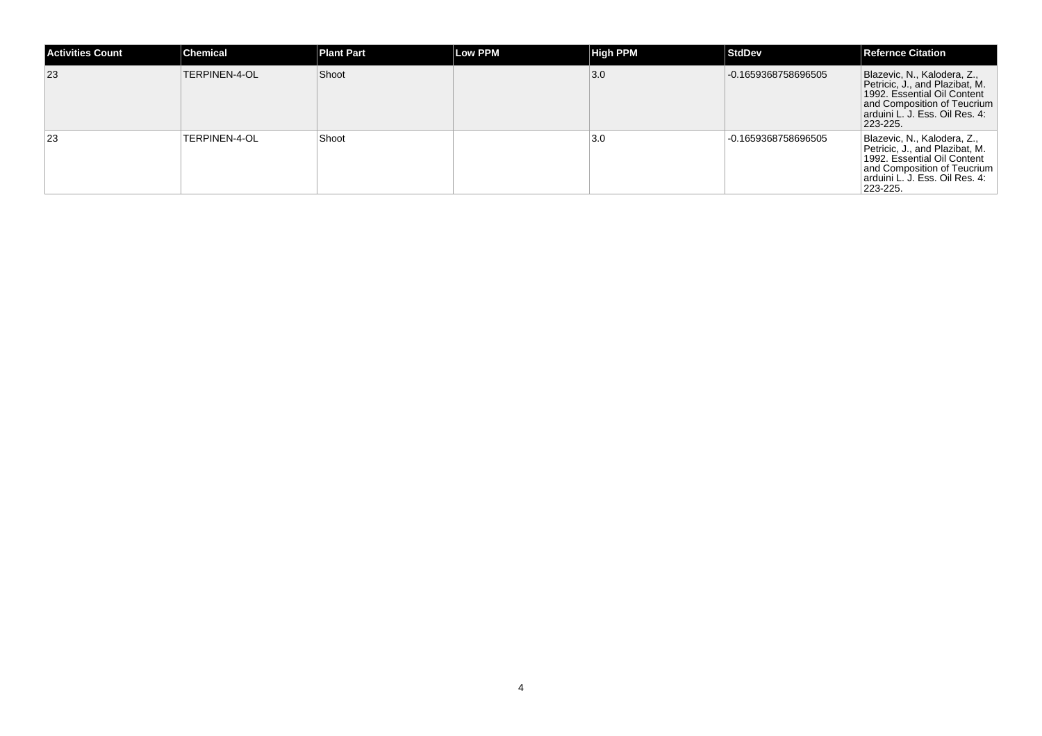| Activities Count | Chemical | Plant Part | Low PPM | High PPM | StdDev | Refernce Citation |
|---|---|---|---|---|---|---|
| 23 | TERPINEN-4-OL | Shoot | | 3.0 | -0.1659368758696505 | Blazevic, N., Kalodera, Z., Petricic, J., and Plazibat, M. 1992. Essential Oil Content and Composition of Teucrium arduini L. J. Ess. Oil Res. 4: 223-225. |
| 23 | TERPINEN-4-OL | Shoot | | 3.0 | -0.1659368758696505 | Blazevic, N., Kalodera, Z., Petricic, J., and Plazibat, M. 1992. Essential Oil Content and Composition of Teucrium arduini L. J. Ess. Oil Res. 4: 223-225. |